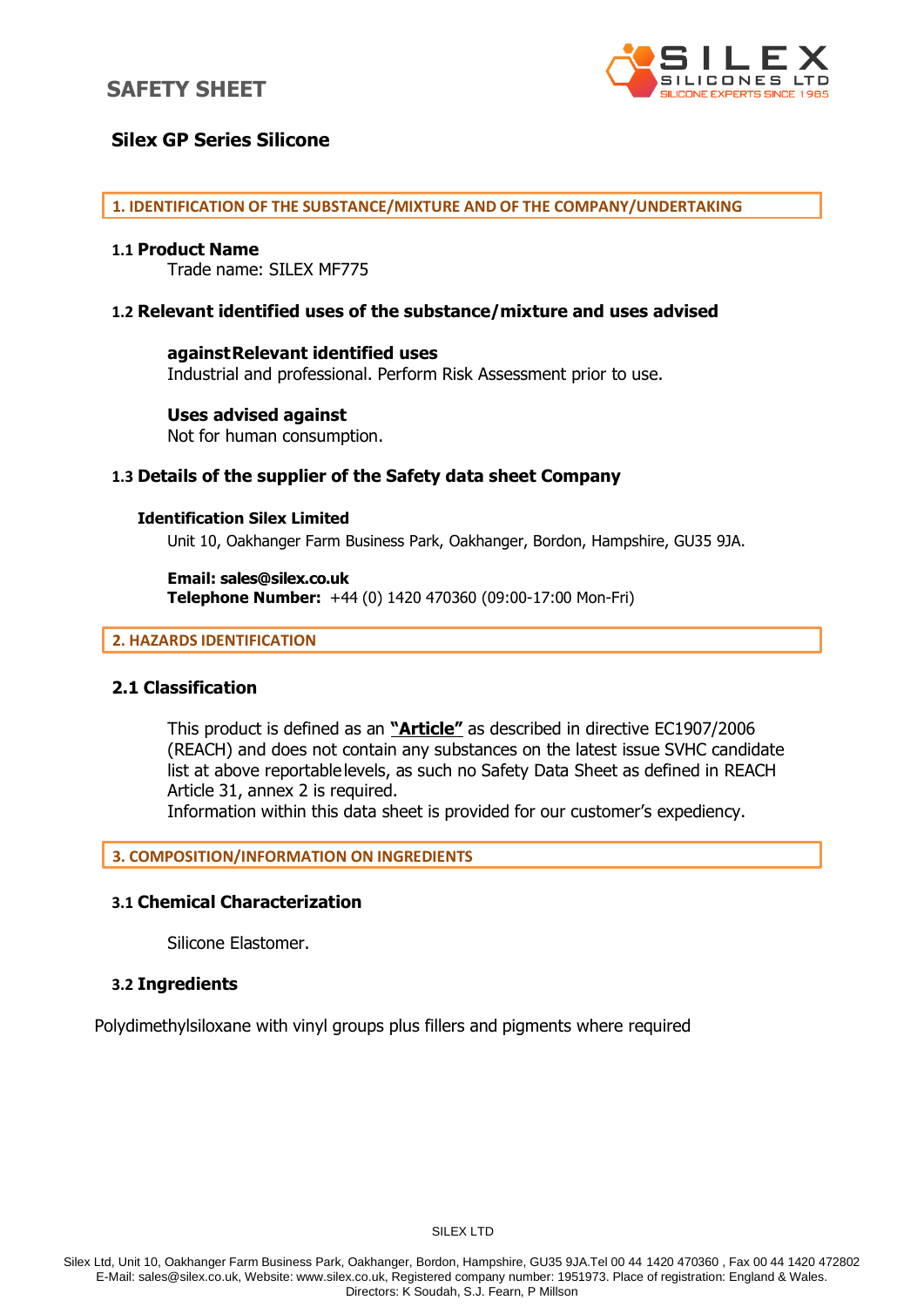# SAFETY SHEET

## Silex GP Series Silicone

### 1. IDENTIFICATION OF THE SUBSTANCE/MIXTURE AND OF THE COMPANY/UNDERTAKING

**1.1 Product Name**

Trade name: SILEX MF775

**1.2 Relevant identified uses of the substance/mixture and uses advised**

**againstRelevant identified uses**

Industrial and professional. Perform Risk Assessment prior to use.

**Uses advised against**

Not for human consumption.

**1.3 Details of the supplier of the Safety data sheet Company**

**Identification Silex Limited**

Unit 10, Oakhanger Farm Business Park, Oakhanger, Bordon, Hampshire, GU35 9JA.

**Email: sales@silex.co.uk**
**Telephone Number:** +44 (0) 1420 470360 (09:00-17:00 Mon-Fri)

### 2. HAZARDS IDENTIFICATION

**2.1 Classification**

This product is defined as an **"Article"** as described in directive EC1907/2006 (REACH) and does not contain any substances on the latest issue SVHC candidate list at above reportable levels, as such no Safety Data Sheet as defined in REACH Article 31, annex 2 is required.
Information within this data sheet is provided for our customer's expediency.

### 3. COMPOSITION/INFORMATION ON INGREDIENTS

**3.1 Chemical Characterization**

Silicone Elastomer.

**3.2 Ingredients**

Polydimethylsiloxane with vinyl groups plus fillers and pigments where required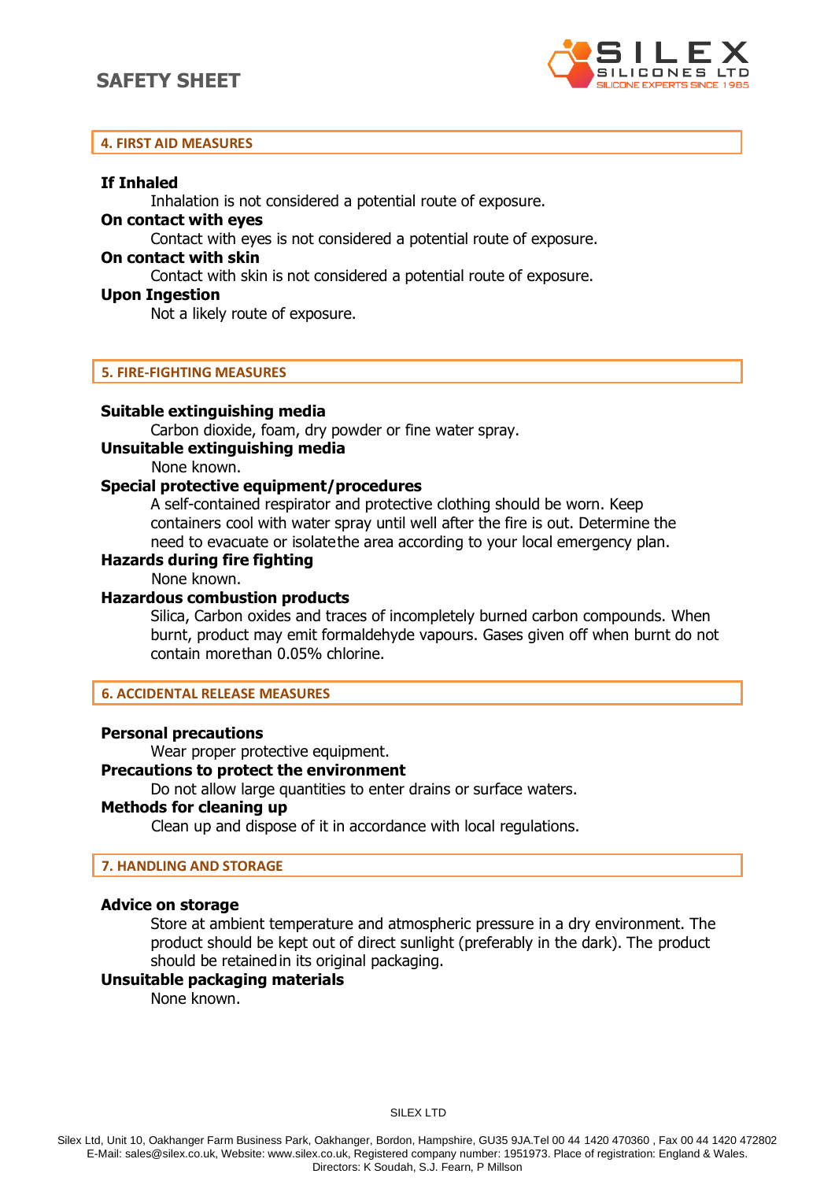## 4. FIRST AID MEASURES

**If Inhaled**

Inhalation is not considered a potential route of exposure.

**On contact with eyes**

Contact with eyes is not considered a potential route of exposure.

**On contact with skin**

Contact with skin is not considered a potential route of exposure.

**Upon Ingestion**

Not a likely route of exposure.

## 5. FIRE-FIGHTING MEASURES

**Suitable extinguishing media**

Carbon dioxide, foam, dry powder or fine water spray.

**Unsuitable extinguishing media**

None known.

**Special protective equipment/procedures**

A self-contained respirator and protective clothing should be worn. Keep containers cool with water spray until well after the fire is out. Determine the need to evacuate or isolate the area according to your local emergency plan.

**Hazards during fire fighting**

None known.

**Hazardous combustion products**

Silica, Carbon oxides and traces of incompletely burned carbon compounds. When burnt, product may emit formaldehyde vapours. Gases given off when burnt do not contain more than 0.05% chlorine.

## 6. ACCIDENTAL RELEASE MEASURES

**Personal precautions**

Wear proper protective equipment.

**Precautions to protect the environment**

Do not allow large quantities to enter drains or surface waters.

**Methods for cleaning up**

Clean up and dispose of it in accordance with local regulations.

## 7. HANDLING AND STORAGE

**Advice on storage**

Store at ambient temperature and atmospheric pressure in a dry environment. The product should be kept out of direct sunlight (preferably in the dark). The product should be retained in its original packaging.

**Unsuitable packaging materials**

None known.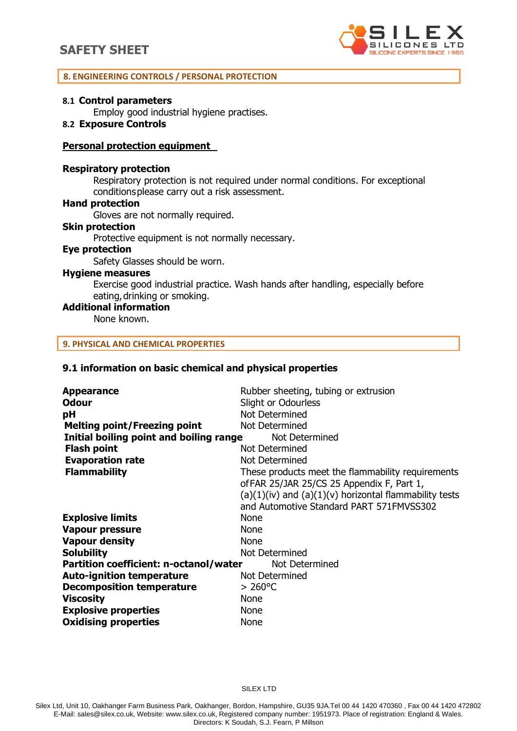## 8. ENGINEERING CONTROLS / PERSONAL PROTECTION

### 8.1 Control parameters

Employ good industrial hygiene practises.

### 8.2 Exposure Controls

**Personal protection equipment**

**Respiratory protection**

Respiratory protection is not required under normal conditions. For exceptional conditions please carry out a risk assessment.

**Hand protection**

Gloves are not normally required.

**Skin protection**

Protective equipment is not normally necessary.

**Eye protection**

Safety Glasses should be worn.

**Hygiene measures**

Exercise good industrial practice. Wash hands after handling, especially before eating, drinking or smoking.

**Additional information**

None known.

## 9. PHYSICAL AND CHEMICAL PROPERTIES

### 9.1 information on basic chemical and physical properties

| | |
|---|---|
| **Appearance** | Rubber sheeting, tubing or extrusion |
| **Odour** | Slight or Odourless |
| **pH** | Not Determined |
| **Melting point/Freezing point** | Not Determined |
| **Initial boiling point and boiling range** | Not Determined |
| **Flash point** | Not Determined |
| **Evaporation rate** | Not Determined |
| **Flammability** | These products meet the flammability requirements of FAR 25/JAR 25/CS 25 Appendix F, Part 1, (a)(1)(iv) and (a)(1)(v) horizontal flammability tests and Automotive Standard PART 571FMVSS302 |
| **Explosive limits** | None |
| **Vapour pressure** | None |
| **Vapour density** | None |
| **Solubility** | Not Determined |
| **Partition coefficient: n-octanol/water** | Not Determined |
| **Auto-ignition temperature** | Not Determined |
| **Decomposition temperature** | > 260°C |
| **Viscosity** | None |
| **Explosive properties** | None |
| **Oxidising properties** | None |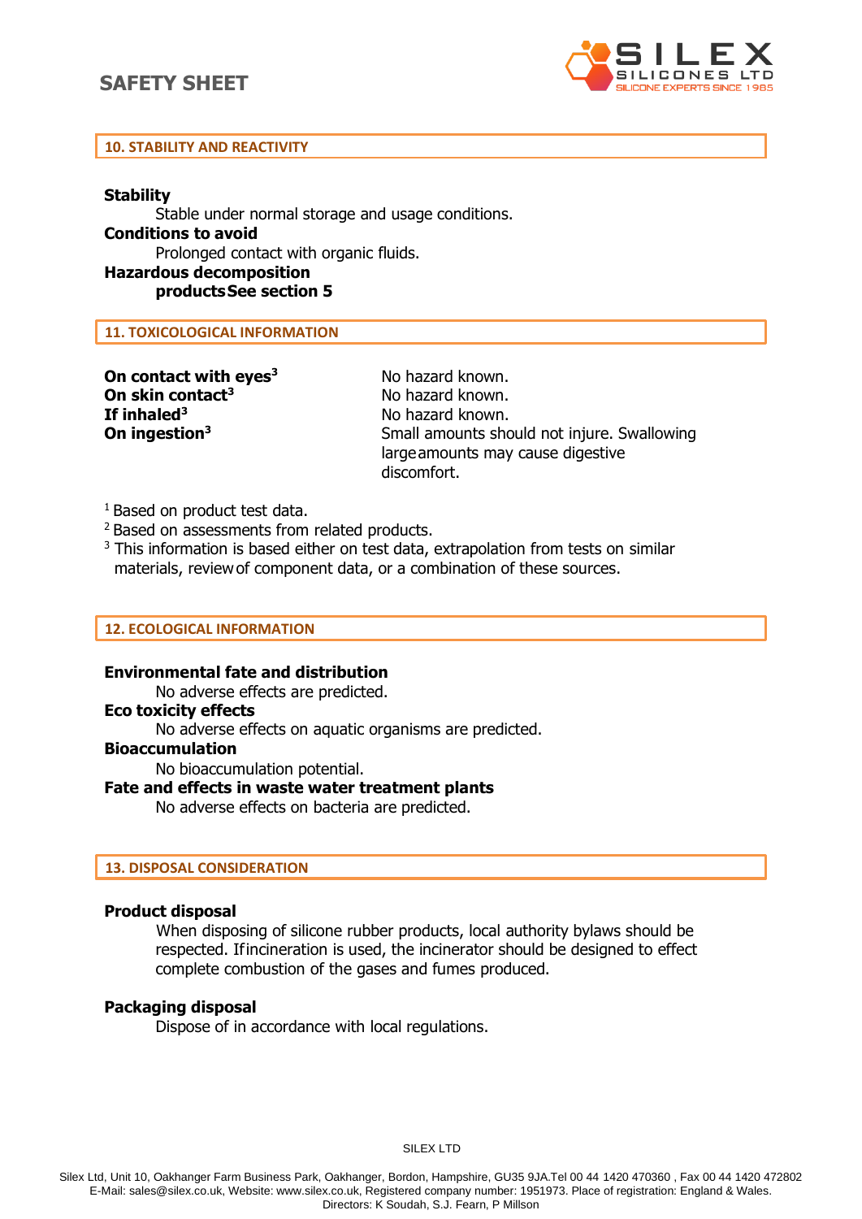## 10. STABILITY AND REACTIVITY

**Stability**

Stable under normal storage and usage conditions.

**Conditions to avoid**

Prolonged contact with organic fluids.

**Hazardous decomposition products** **See section 5**

## 11. TOXICOLOGICAL INFORMATION

| | |
|---|---|
| **On contact with eyes**[3] | No hazard known. |
| **On skin contact**[3] | No hazard known. |
| **If inhaled**[3] | No hazard known. |
| **On ingestion**[3] | Small amounts should not injure. Swallowing large amounts may cause digestive discomfort. |

[1] Based on product test data.

[2] Based on assessments from related products.

[3] This information is based either on test data, extrapolation from tests on similar materials, review of component data, or a combination of these sources.

## 12. ECOLOGICAL INFORMATION

**Environmental fate and distribution**

No adverse effects are predicted.

**Eco toxicity effects**

No adverse effects on aquatic organisms are predicted.

**Bioaccumulation**

No bioaccumulation potential.

**Fate and effects in waste water treatment plants**

No adverse effects on bacteria are predicted.

## 13. DISPOSAL CONSIDERATION

**Product disposal**

When disposing of silicone rubber products, local authority bylaws should be respected. If incineration is used, the incinerator should be designed to effect complete combustion of the gases and fumes produced.

**Packaging disposal**

Dispose of in accordance with local regulations.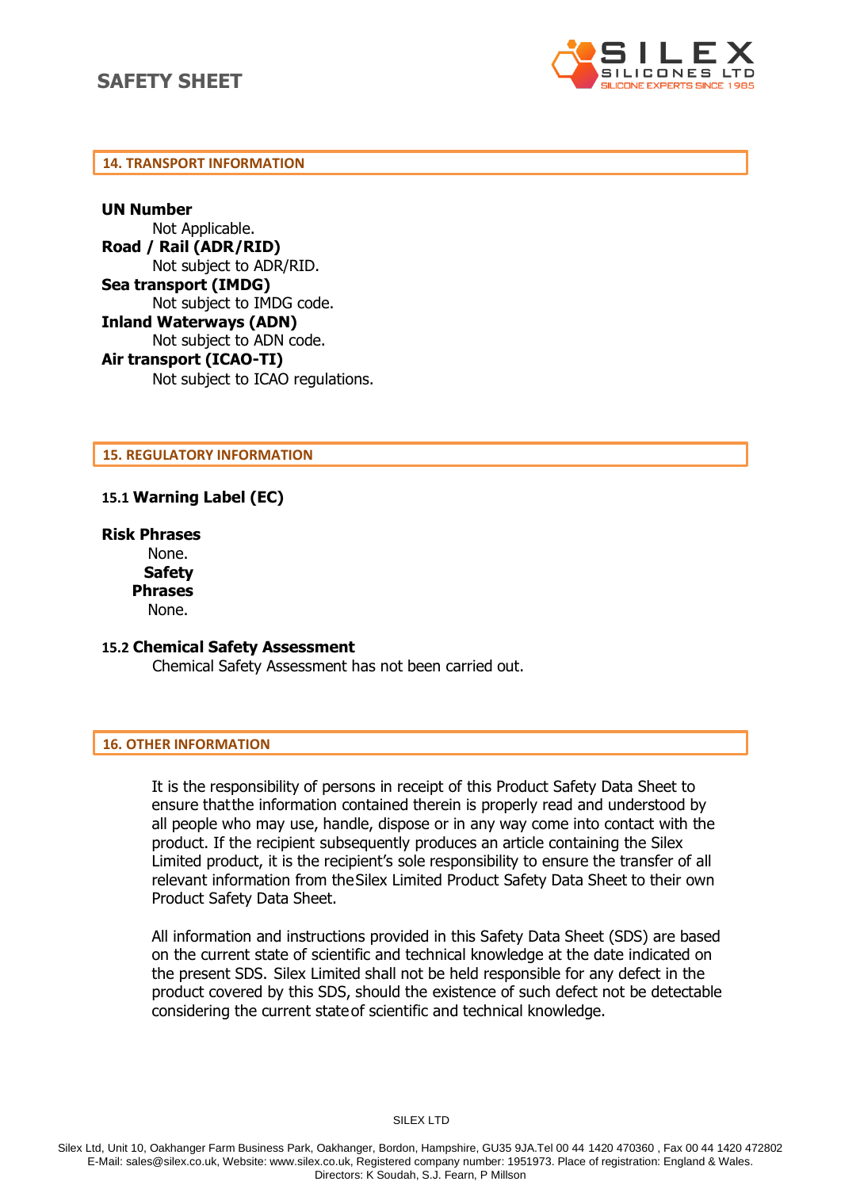## 14. TRANSPORT INFORMATION

**UN Number**

Not Applicable.

**Road / Rail (ADR/RID)**

Not subject to ADR/RID.

**Sea transport (IMDG)**

Not subject to IMDG code.

**Inland Waterways (ADN)**

Not subject to ADN code.

**Air transport (ICAO-TI)**

Not subject to ICAO regulations.

## 15. REGULATORY INFORMATION

### 15.1 Warning Label (EC)

**Risk Phrases**

None.

**Safety Phrases**

None.

### 15.2 Chemical Safety Assessment

Chemical Safety Assessment has not been carried out.

## 16. OTHER INFORMATION

It is the responsibility of persons in receipt of this Product Safety Data Sheet to ensure thatthe information contained therein is properly read and understood by all people who may use, handle, dispose or in any way come into contact with the product. If the recipient subsequently produces an article containing the Silex Limited product, it is the recipient's sole responsibility to ensure the transfer of all relevant information from theSilex Limited Product Safety Data Sheet to their own Product Safety Data Sheet.

All information and instructions provided in this Safety Data Sheet (SDS) are based on the current state of scientific and technical knowledge at the date indicated on the present SDS. Silex Limited shall not be held responsible for any defect in the product covered by this SDS, should the existence of such defect not be detectable considering the current stateof scientific and technical knowledge.